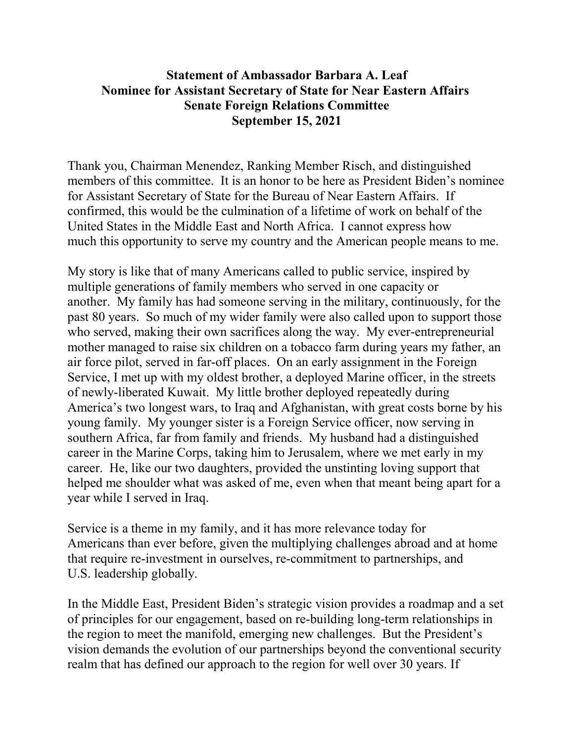**Statement of Ambassador Barbara A. Leaf**
**Nominee for Assistant Secretary of State for Near Eastern Affairs**
**Senate Foreign Relations Committee**
**September 15, 2021**

Thank you, Chairman Menendez, Ranking Member Risch, and distinguished members of this committee. It is an honor to be here as President Biden's nominee for Assistant Secretary of State for the Bureau of Near Eastern Affairs. If confirmed, this would be the culmination of a lifetime of work on behalf of the United States in the Middle East and North Africa. I cannot express how much this opportunity to serve my country and the American people means to me.

My story is like that of many Americans called to public service, inspired by multiple generations of family members who served in one capacity or another. My family has had someone serving in the military, continuously, for the past 80 years. So much of my wider family were also called upon to support those who served, making their own sacrifices along the way. My ever-entrepreneurial mother managed to raise six children on a tobacco farm during years my father, an air force pilot, served in far-off places. On an early assignment in the Foreign Service, I met up with my oldest brother, a deployed Marine officer, in the streets of newly-liberated Kuwait. My little brother deployed repeatedly during America's two longest wars, to Iraq and Afghanistan, with great costs borne by his young family. My younger sister is a Foreign Service officer, now serving in southern Africa, far from family and friends. My husband had a distinguished career in the Marine Corps, taking him to Jerusalem, where we met early in my career. He, like our two daughters, provided the unstinting loving support that helped me shoulder what was asked of me, even when that meant being apart for a year while I served in Iraq.

Service is a theme in my family, and it has more relevance today for Americans than ever before, given the multiplying challenges abroad and at home that require re-investment in ourselves, re-commitment to partnerships, and U.S. leadership globally.

In the Middle East, President Biden's strategic vision provides a roadmap and a set of principles for our engagement, based on re-building long-term relationships in the region to meet the manifold, emerging new challenges. But the President's vision demands the evolution of our partnerships beyond the conventional security realm that has defined our approach to the region for well over 30 years. If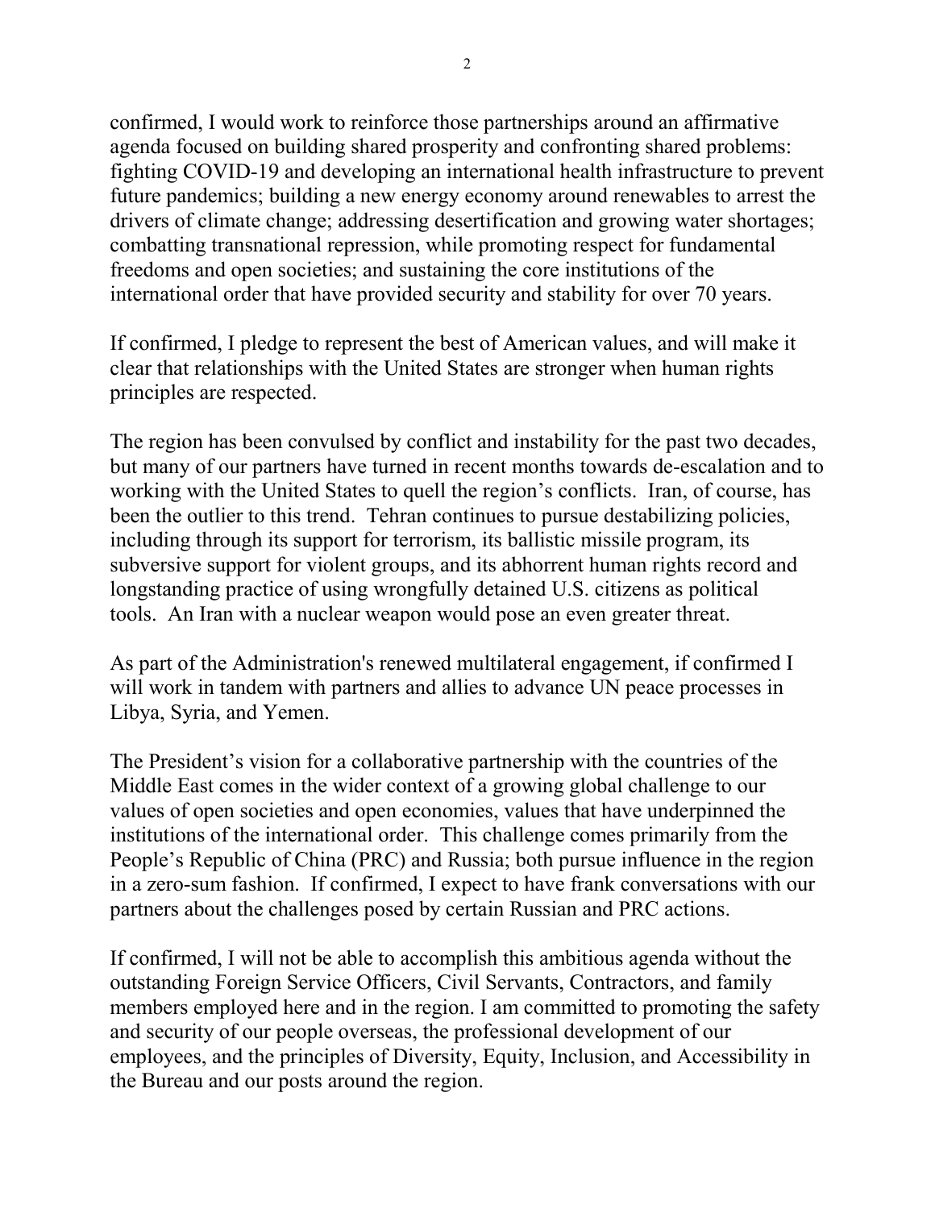confirmed, I would work to reinforce those partnerships around an affirmative agenda focused on building shared prosperity and confronting shared problems: fighting COVID-19 and developing an international health infrastructure to prevent future pandemics; building a new energy economy around renewables to arrest the drivers of climate change; addressing desertification and growing water shortages; combatting transnational repression, while promoting respect for fundamental freedoms and open societies; and sustaining the core institutions of the international order that have provided security and stability for over 70 years.

If confirmed, I pledge to represent the best of American values, and will make it clear that relationships with the United States are stronger when human rights principles are respected.

The region has been convulsed by conflict and instability for the past two decades, but many of our partners have turned in recent months towards de-escalation and to working with the United States to quell the region's conflicts. Iran, of course, has been the outlier to this trend. Tehran continues to pursue destabilizing policies, including through its support for terrorism, its ballistic missile program, its subversive support for violent groups, and its abhorrent human rights record and longstanding practice of using wrongfully detained U.S. citizens as political tools. An Iran with a nuclear weapon would pose an even greater threat.

As part of the Administration's renewed multilateral engagement, if confirmed I will work in tandem with partners and allies to advance UN peace processes in Libya, Syria, and Yemen.

The President's vision for a collaborative partnership with the countries of the Middle East comes in the wider context of a growing global challenge to our values of open societies and open economies, values that have underpinned the institutions of the international order. This challenge comes primarily from the People's Republic of China (PRC) and Russia; both pursue influence in the region in a zero-sum fashion. If confirmed, I expect to have frank conversations with our partners about the challenges posed by certain Russian and PRC actions.

If confirmed, I will not be able to accomplish this ambitious agenda without the outstanding Foreign Service Officers, Civil Servants, Contractors, and family members employed here and in the region. I am committed to promoting the safety and security of our people overseas, the professional development of our employees, and the principles of Diversity, Equity, Inclusion, and Accessibility in the Bureau and our posts around the region.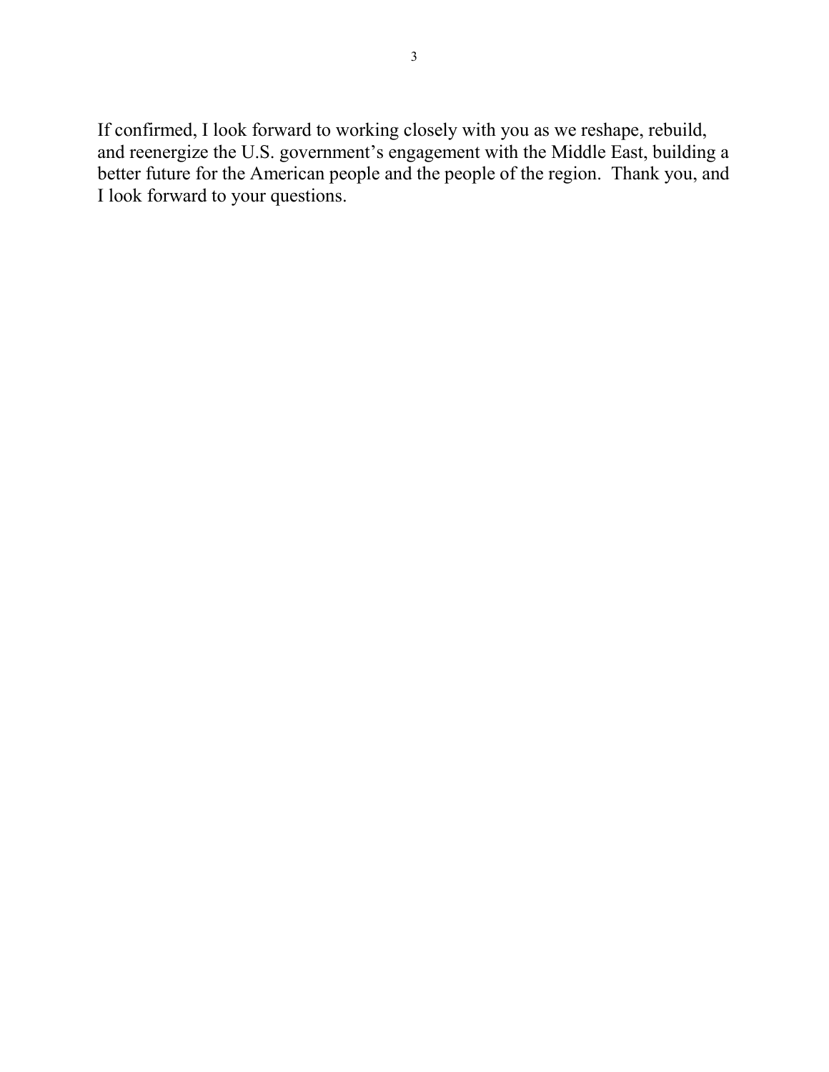If confirmed, I look forward to working closely with you as we reshape, rebuild, and reenergize the U.S. government's engagement with the Middle East, building a better future for the American people and the people of the region. Thank you, and I look forward to your questions.